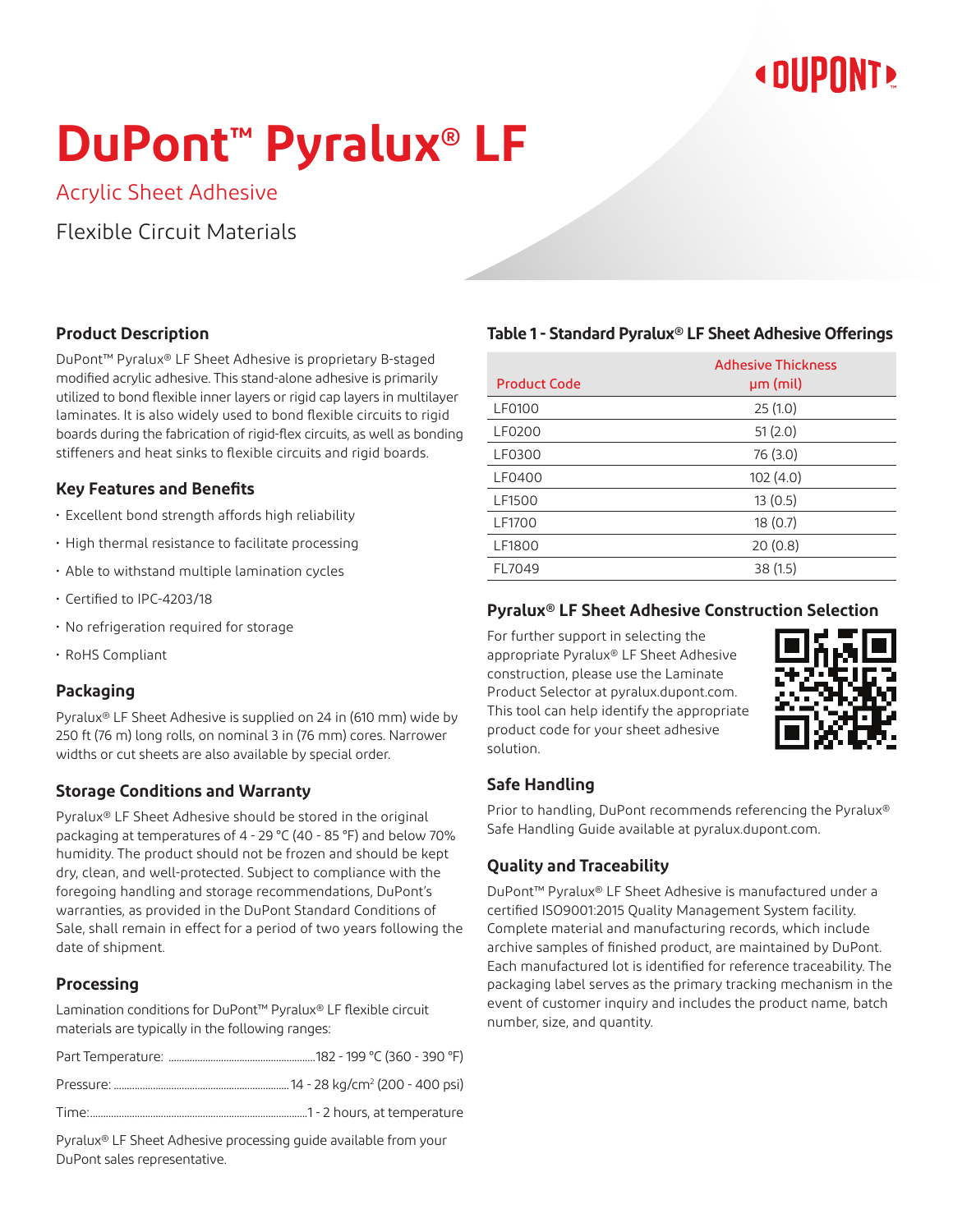# DuPont™ Pyralux® LF

Acrylic Sheet Adhesive

Flexible Circuit Materials

## Product Description

DuPont™ Pyralux® LF Sheet Adhesive is proprietary B-staged modified acrylic adhesive. This stand-alone adhesive is primarily utilized to bond flexible inner layers or rigid cap layers in multilayer laminates. It is also widely used to bond flexible circuits to rigid boards during the fabrication of rigid-flex circuits, as well as bonding stiffeners and heat sinks to flexible circuits and rigid boards.

## Key Features and Benefits

- Excellent bond strength affords high reliability
- High thermal resistance to facilitate processing
- Able to withstand multiple lamination cycles
- Certified to IPC-4203/18
- No refrigeration required for storage
- RoHS Compliant

## Packaging

Pyralux® LF Sheet Adhesive is supplied on 24 in (610 mm) wide by 250 ft (76 m) long rolls, on nominal 3 in (76 mm) cores. Narrower widths or cut sheets are also available by special order.

## Storage Conditions and Warranty

Pyralux® LF Sheet Adhesive should be stored in the original packaging at temperatures of 4 - 29 °C (40 - 85 °F) and below 70% humidity. The product should not be frozen and should be kept dry, clean, and well-protected. Subject to compliance with the foregoing handling and storage recommendations, DuPont's warranties, as provided in the DuPont Standard Conditions of Sale, shall remain in effect for a period of two years following the date of shipment.

## Processing

Lamination conditions for DuPont™ Pyralux® LF flexible circuit materials are typically in the following ranges:

Part Temperature: ........ 182 - 199 °C (360 - 390 °F)

Pressure: ........ 14 - 28 kg/cm² (200 - 400 psi)

Time: ........ 1 - 2 hours, at temperature

Pyralux® LF Sheet Adhesive processing guide available from your DuPont sales representative.

## Table 1 - Standard Pyralux® LF Sheet Adhesive Offerings

| Product Code | Adhesive Thickness µm (mil) |
|---|---|
| LF0100 | 25 (1.0) |
| LF0200 | 51 (2.0) |
| LF0300 | 76 (3.0) |
| LF0400 | 102 (4.0) |
| LF1500 | 13 (0.5) |
| LF1700 | 18 (0.7) |
| LF1800 | 20 (0.8) |
| FL7049 | 38 (1.5) |

## Pyralux® LF Sheet Adhesive Construction Selection

For further support in selecting the appropriate Pyralux® LF Sheet Adhesive construction, please use the Laminate Product Selector at pyralux.dupont.com. This tool can help identify the appropriate product code for your sheet adhesive solution.

## Safe Handling

Prior to handling, DuPont recommends referencing the Pyralux® Safe Handling Guide available at pyralux.dupont.com.

## Quality and Traceability

DuPont™ Pyralux® LF Sheet Adhesive is manufactured under a certified ISO9001:2015 Quality Management System facility. Complete material and manufacturing records, which include archive samples of finished product, are maintained by DuPont. Each manufactured lot is identified for reference traceability. The packaging label serves as the primary tracking mechanism in the event of customer inquiry and includes the product name, batch number, size, and quantity.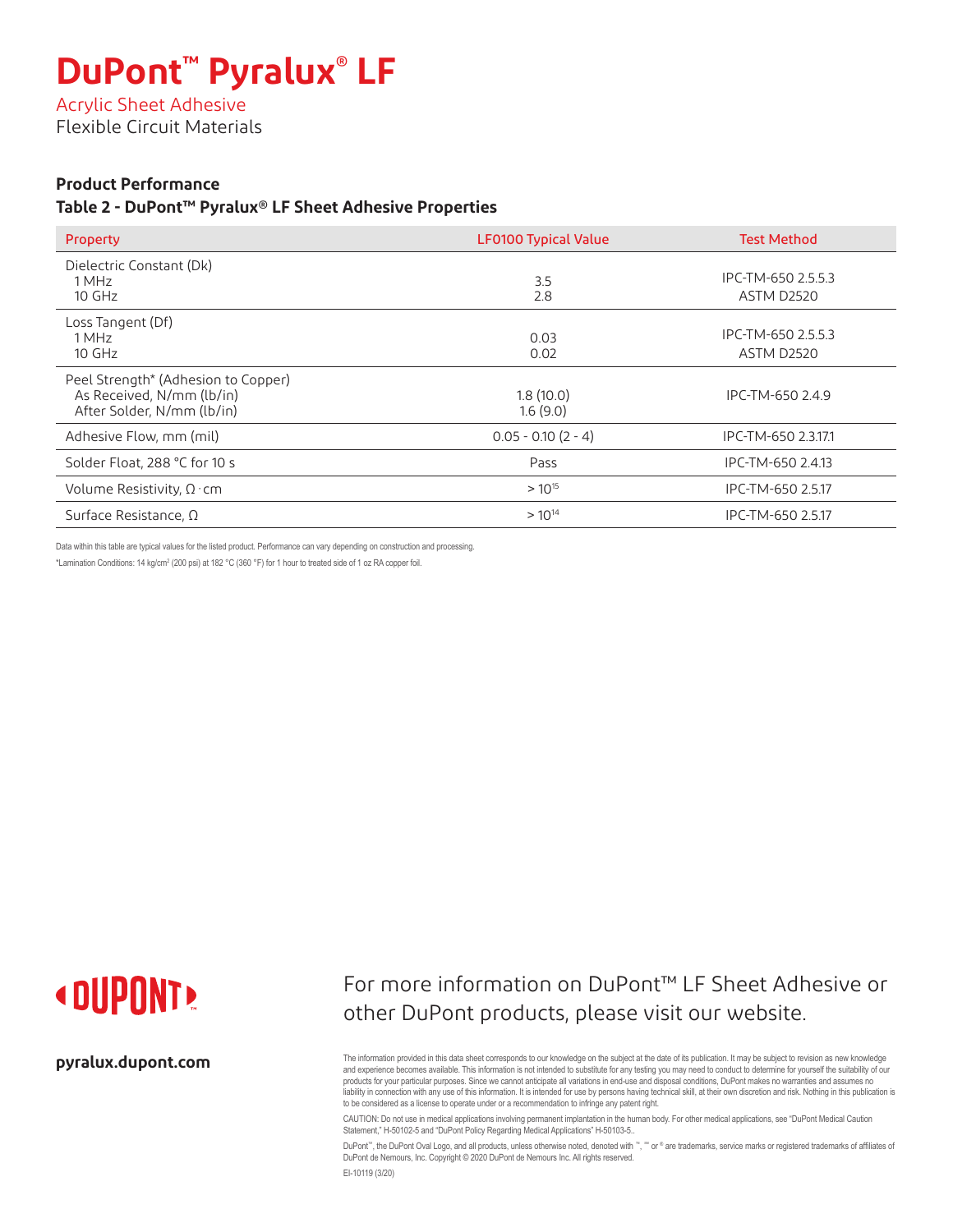# DuPont™ Pyralux® LF

Acrylic Sheet Adhesive
Flexible Circuit Materials

### Product Performance

### Table 2 - DuPont™ Pyralux® LF Sheet Adhesive Properties

| Property | LF0100 Typical Value | Test Method |
|---|---|---|
| Dielectric Constant (Dk)<br>1 MHz<br>10 GHz | <br>3.5<br>2.8 | IPC-TM-650 2.5.5.3<br>ASTM D2520 |
| Loss Tangent (Df)<br>1 MHz<br>10 GHz | <br>0.03<br>0.02 | IPC-TM-650 2.5.5.3<br>ASTM D2520 |
| Peel Strength* (Adhesion to Copper)<br>As Received, N/mm (lb/in)<br>After Solder, N/mm (lb/in) | <br>1.8 (10.0)<br>1.6 (9.0) | IPC-TM-650 2.4.9 |
| Adhesive Flow, mm (mil) | 0.05 - 0.10 (2 - 4) | IPC-TM-650 2.3.17.1 |
| Solder Float, 288 °C for 10 s | Pass | IPC-TM-650 2.4.13 |
| Volume Resistivity, Ω · cm | > $10^{15}$ | IPC-TM-650 2.5.17 |
| Surface Resistance, Ω | > $10^{14}$ | IPC-TM-650 2.5.17 |

Data within this table are typical values for the listed product. Performance can vary depending on construction and processing.

*Lamination Conditions: 14 kg/cm² (200 psi) at 182 °C (360 °F) for 1 hour to treated side of 1 oz RA copper foil.

For more information on DuPont™ LF Sheet Adhesive or other DuPont products, please visit our website.

**pyralux.dupont.com**

The information provided in this data sheet corresponds to our knowledge on the subject at the date of its publication. It may be subject to revision as new knowledge and experience becomes available. This information is not intended to substitute for any testing you may need to conduct to determine for yourself the suitability of our products for your particular purposes. Since we cannot anticipate all variations in end-use and disposal conditions, DuPont makes no warranties and assumes no liability in connection with any use of this information. It is intended for use by persons having technical skill, at their own discretion and risk. Nothing in this publication is to be considered as a license to operate under or a recommendation to infringe any patent right.

CAUTION: Do not use in medical applications involving permanent implantation in the human body. For other medical applications, see "DuPont Medical Caution Statement," H-50102-5 and "DuPont Policy Regarding Medical Applications" H-50103-5..

DuPont™, the DuPont Oval Logo, and all products, unless otherwise noted, denoted with ™, ℠ or ® are trademarks, service marks or registered trademarks of affiliates of DuPont de Nemours, Inc. Copyright © 2020 DuPont de Nemours Inc. All rights reserved.

EI-10119 (3/20)